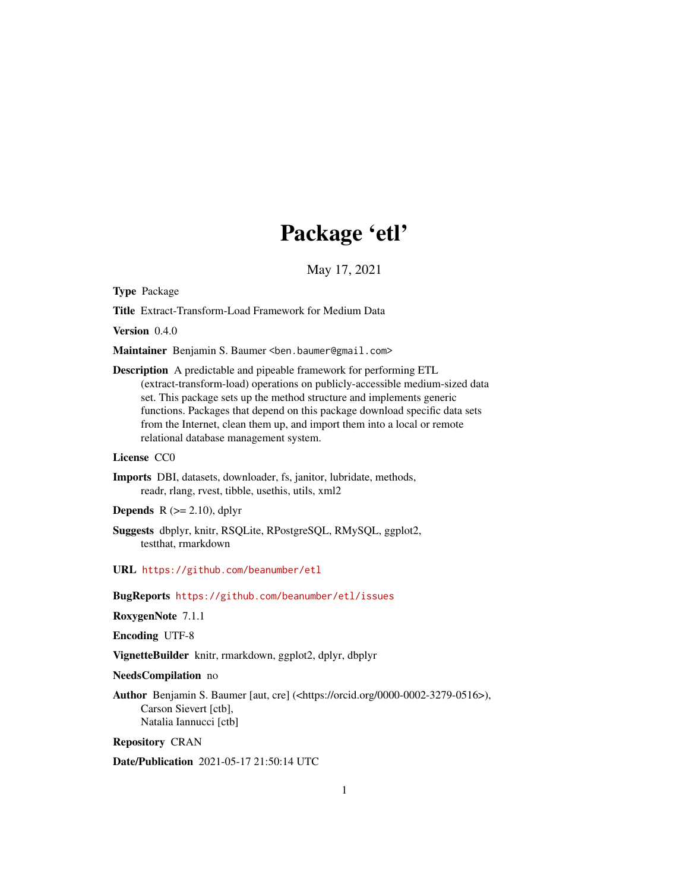# Package 'etl'

May 17, 2021

**Type** Package

**Title** Extract-Transform-Load Framework for Medium Data

**Version** 0.4.0

**Maintainer** Benjamin S. Baumer <ben.baumer@gmail.com>

**Description** A predictable and pipeable framework for performing ETL (extract-transform-load) operations on publicly-accessible medium-sized data set. This package sets up the method structure and implements generic functions. Packages that depend on this package download specific data sets from the Internet, clean them up, and import them into a local or remote relational database management system.

**License** CC0

**Imports** DBI, datasets, downloader, fs, janitor, lubridate, methods, readr, rlang, rvest, tibble, usethis, utils, xml2

**Depends** R (>= 2.10), dplyr

**Suggests** dbplyr, knitr, RSQLite, RPostgreSQL, RMySQL, ggplot2, testthat, rmarkdown

**URL** https://github.com/beanumber/etl

**BugReports** https://github.com/beanumber/etl/issues

**RoxygenNote** 7.1.1

**Encoding** UTF-8

**VignetteBuilder** knitr, rmarkdown, ggplot2, dplyr, dbplyr

**NeedsCompilation** no

**Author** Benjamin S. Baumer [aut, cre] (<https://orcid.org/0000-0002-3279-0516>), Carson Sievert [ctb], Natalia Iannucci [ctb]

**Repository** CRAN

**Date/Publication** 2021-05-17 21:50:14 UTC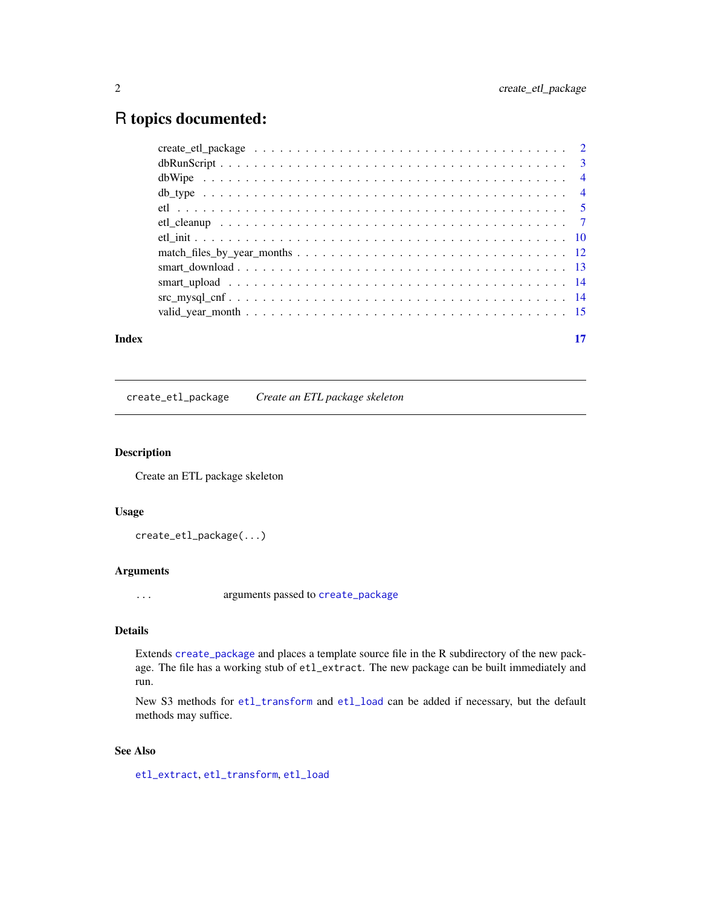# R topics documented:

create_etl_package . . . . . . . . . . . . . . . . . . . . . . . . . . . . . . . . . . 2
dbRunScript . . . . . . . . . . . . . . . . . . . . . . . . . . . . . . . . . . . . . 3
dbWipe . . . . . . . . . . . . . . . . . . . . . . . . . . . . . . . . . . . . . . . 4
db_type . . . . . . . . . . . . . . . . . . . . . . . . . . . . . . . . . . . . . . . 4
etl . . . . . . . . . . . . . . . . . . . . . . . . . . . . . . . . . . . . . . . . . 5
etl_cleanup . . . . . . . . . . . . . . . . . . . . . . . . . . . . . . . . . . . . . 7
etl_init . . . . . . . . . . . . . . . . . . . . . . . . . . . . . . . . . . . . . . . 10
match_files_by_year_months . . . . . . . . . . . . . . . . . . . . . . . . . . . . . 12
smart_download . . . . . . . . . . . . . . . . . . . . . . . . . . . . . . . . . . . 13
smart_upload . . . . . . . . . . . . . . . . . . . . . . . . . . . . . . . . . . . . 14
src_mysql_cnf . . . . . . . . . . . . . . . . . . . . . . . . . . . . . . . . . . . 14
valid_year_month . . . . . . . . . . . . . . . . . . . . . . . . . . . . . . . . . . 15

**Index** **17**

---

`create_etl_package` *Create an ETL package skeleton*

---

### Description

Create an ETL package skeleton

### Usage

```
create_etl_package(...)
```

### Arguments

`...` arguments passed to `create_package`

### Details

Extends `create_package` and places a template source file in the R subdirectory of the new package. The file has a working stub of `etl_extract`. The new package can be built immediately and run.

New S3 methods for `etl_transform` and `etl_load` can be added if necessary, but the default methods may suffice.

### See Also

`etl_extract`, `etl_transform`, `etl_load`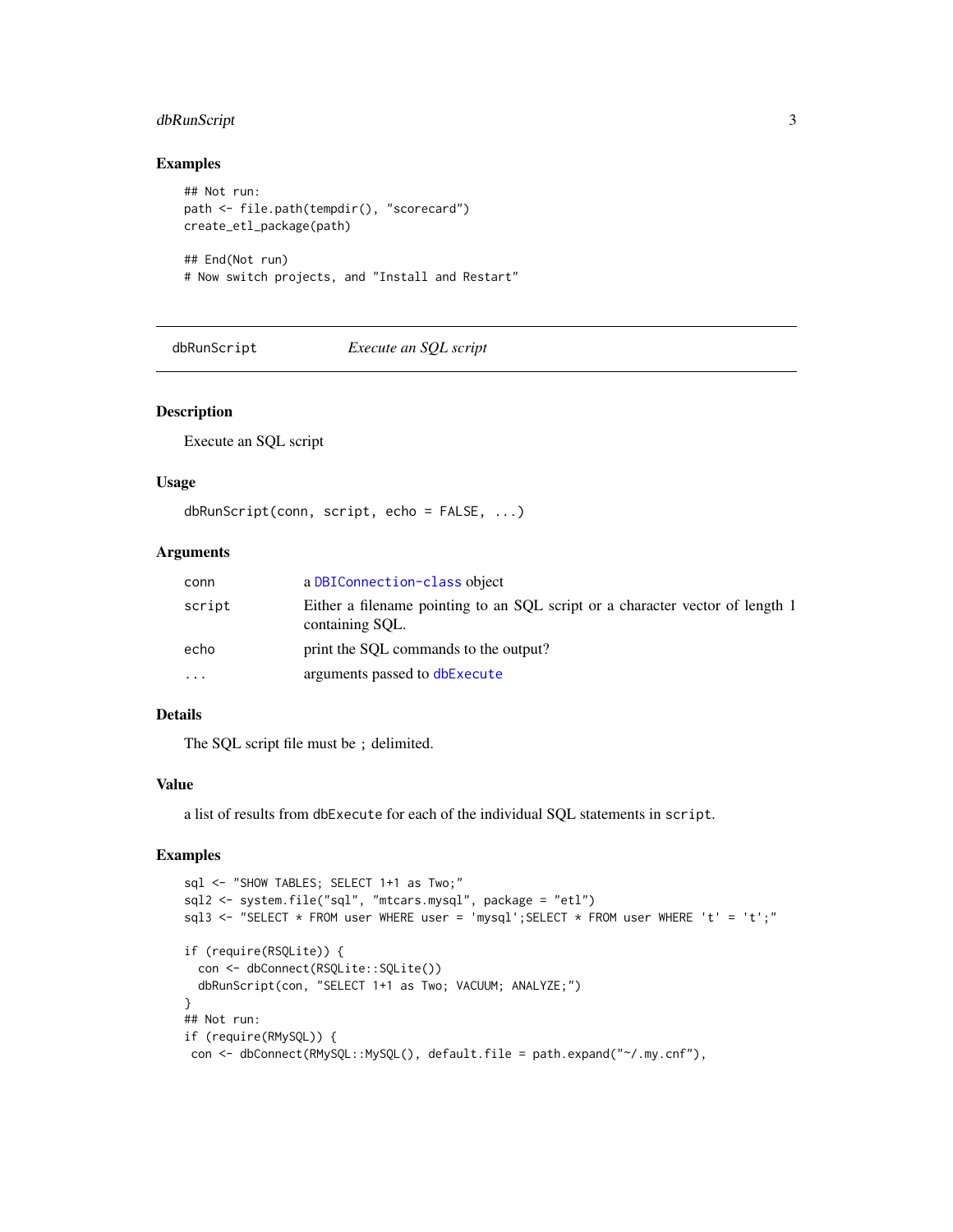### Examples

```
## Not run:
path <- file.path(tempdir(), "scorecard")
create_etl_package(path)

## End(Not run)
# Now switch projects, and "Install and Restart"
```

---

## dbRunScript — *Execute an SQL script*

---

### Description

Execute an SQL script

### Usage

```
dbRunScript(conn, script, echo = FALSE, ...)
```

### Arguments

| | |
|---|---|
| conn | a DBIConnection-class object |
| script | Either a filename pointing to an SQL script or a character vector of length 1 containing SQL. |
| echo | print the SQL commands to the output? |
| ... | arguments passed to dbExecute |

### Details

The SQL script file must be ; delimited.

### Value

a list of results from dbExecute for each of the individual SQL statements in script.

### Examples

```
sql <- "SHOW TABLES; SELECT 1+1 as Two;"
sql2 <- system.file("sql", "mtcars.mysql", package = "etl")
sql3 <- "SELECT * FROM user WHERE user = 'mysql';SELECT * FROM user WHERE 't' = 't';"

if (require(RSQLite)) {
  con <- dbConnect(RSQLite::SQLite())
  dbRunScript(con, "SELECT 1+1 as Two; VACUUM; ANALYZE;")
}
## Not run:
if (require(RMySQL)) {
 con <- dbConnect(RMySQL::MySQL(), default.file = path.expand("~/.my.cnf"),
```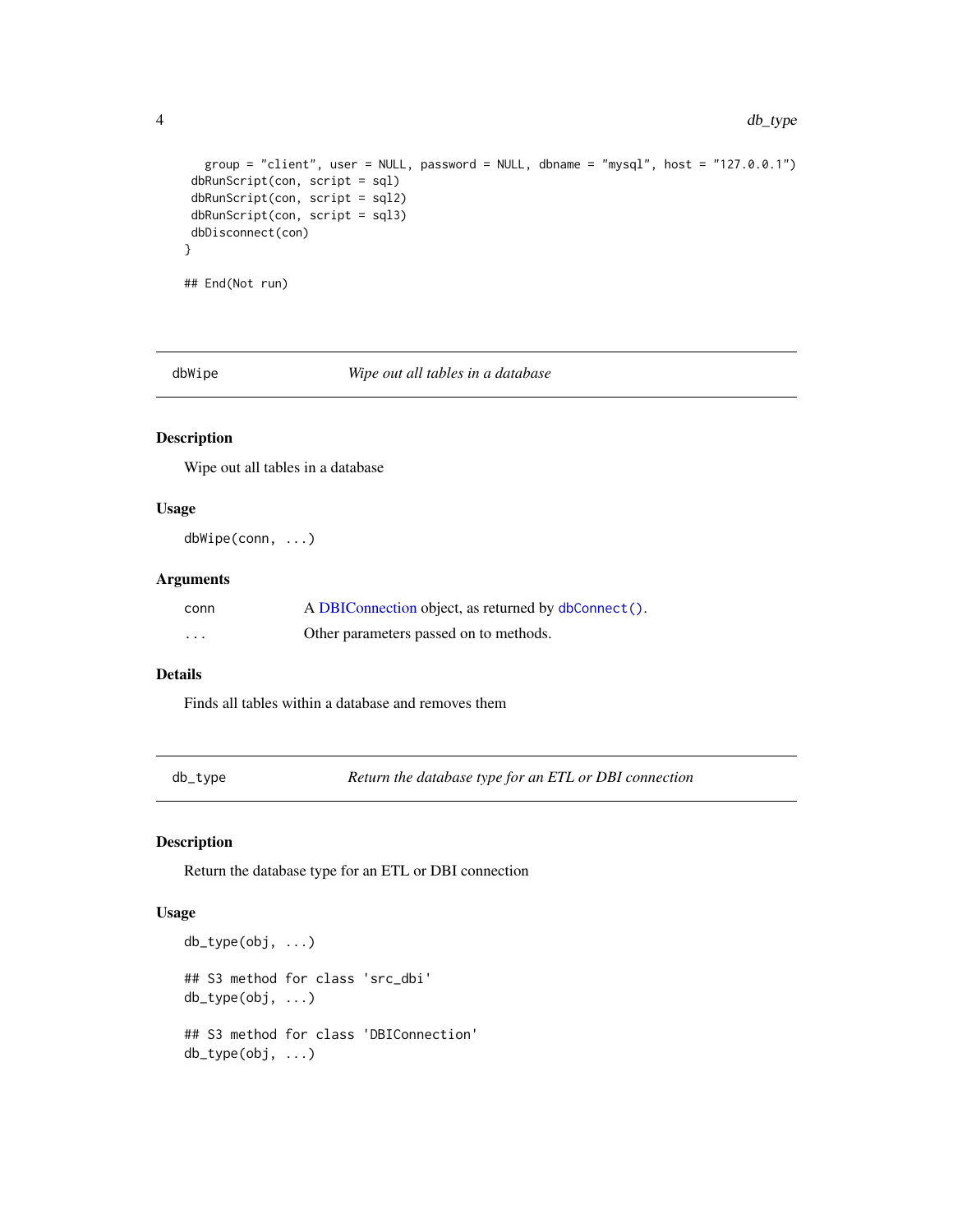```
    group = "client", user = NULL, password = NULL, dbname = "mysql", host = "127.0.0.1")
  dbRunScript(con, script = sql)
  dbRunScript(con, script = sql2)
  dbRunScript(con, script = sql3)
  dbDisconnect(con)
 }

## End(Not run)
```

## dbWipe — *Wipe out all tables in a database*

### Description

Wipe out all tables in a database

### Usage

```
dbWipe(conn, ...)
```

### Arguments

| | |
|---|---|
| conn | A DBIConnection object, as returned by `dbConnect()`. |
| ... | Other parameters passed on to methods. |

### Details

Finds all tables within a database and removes them

## db_type — *Return the database type for an ETL or DBI connection*

### Description

Return the database type for an ETL or DBI connection

### Usage

```
db_type(obj, ...)

## S3 method for class 'src_dbi'
db_type(obj, ...)

## S3 method for class 'DBIConnection'
db_type(obj, ...)
```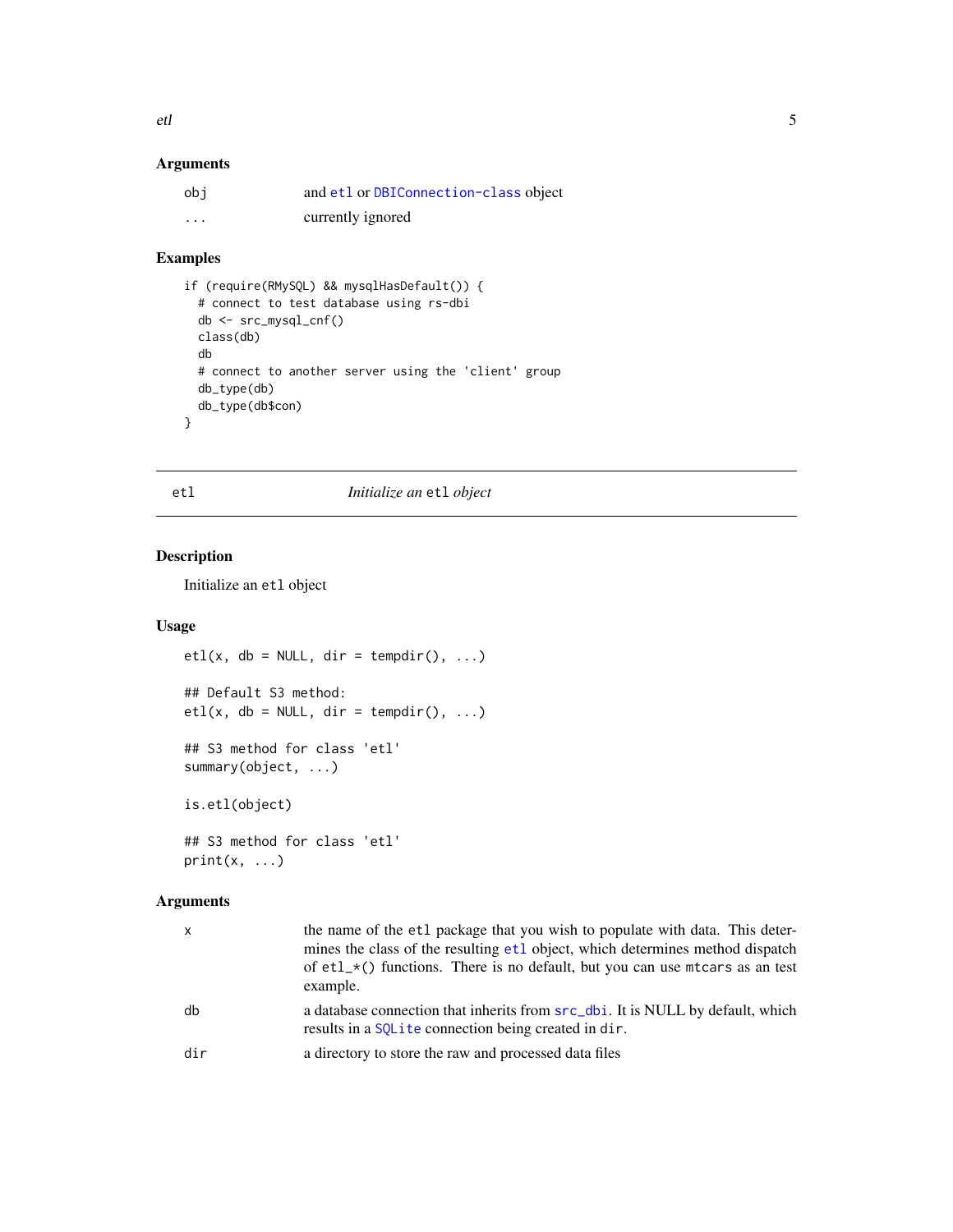### Arguments

| | |
|---|---|
| obj | and etl or DBIConnection-class object |
| ... | currently ignored |

### Examples

```
if (require(RMySQL) && mysqlHasDefault()) {
  # connect to test database using rs-dbi
  db <- src_mysql_cnf()
  class(db)
  db
  # connect to another server using the 'client' group
  db_type(db)
  db_type(db$con)
}
```

---

## etl — *Initialize an* etl *object*

---

### Description

Initialize an etl object

### Usage

```
etl(x, db = NULL, dir = tempdir(), ...)

## Default S3 method:
etl(x, db = NULL, dir = tempdir(), ...)

## S3 method for class 'etl'
summary(object, ...)

is.etl(object)

## S3 method for class 'etl'
print(x, ...)
```

### Arguments

| | |
|---|---|
| x | the name of the etl package that you wish to populate with data. This determines the class of the resulting etl object, which determines method dispatch of etl_*() functions. There is no default, but you can use mtcars as an test example. |
| db | a database connection that inherits from src_dbi. It is NULL by default, which results in a SQLite connection being created in dir. |
| dir | a directory to store the raw and processed data files |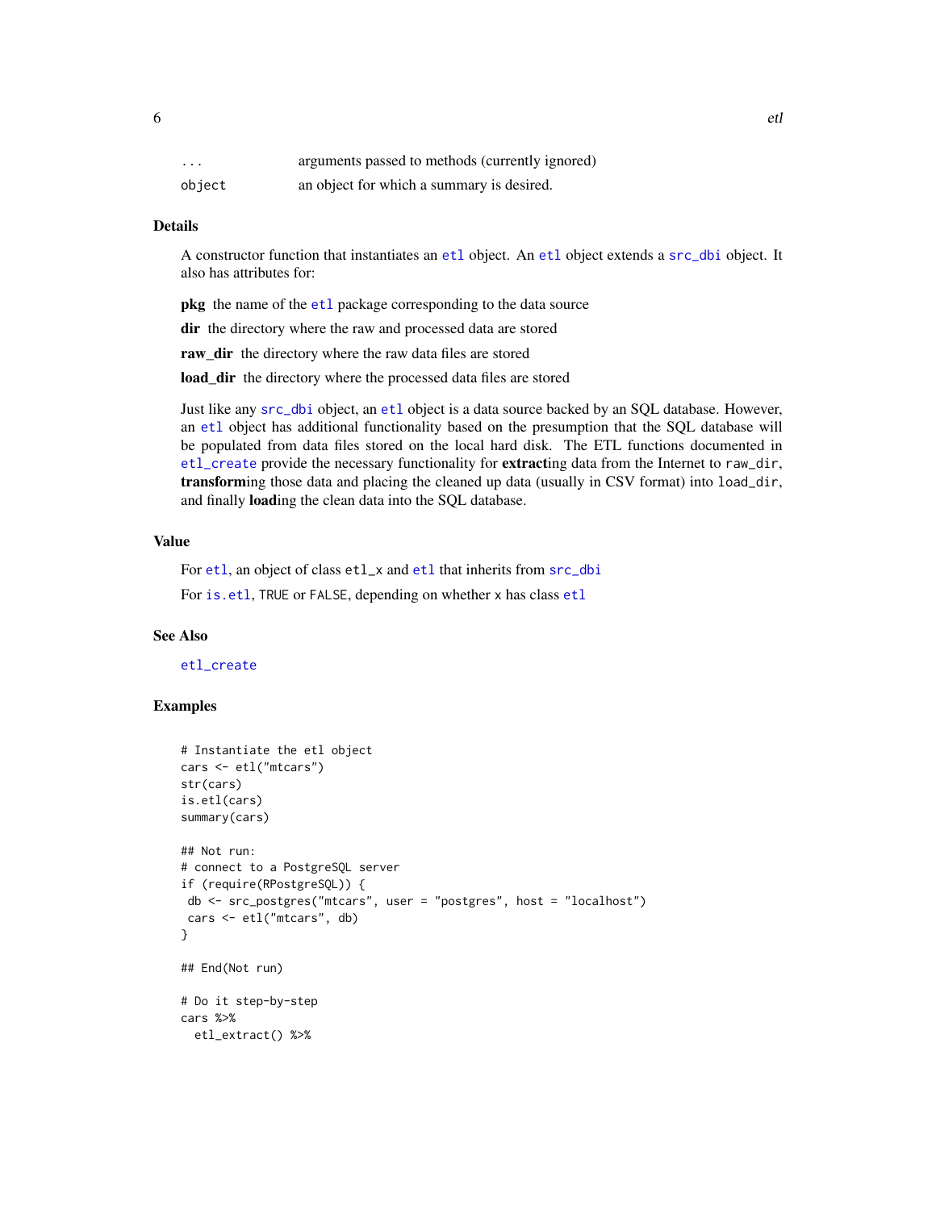| | |
|---|---|
| ... | arguments passed to methods (currently ignored) |
| object | an object for which a summary is desired. |

### Details

A constructor function that instantiates an etl object. An etl object extends a src_dbi object. It also has attributes for:

**pkg** the name of the etl package corresponding to the data source

**dir** the directory where the raw and processed data are stored

**raw_dir** the directory where the raw data files are stored

**load_dir** the directory where the processed data files are stored

Just like any src_dbi object, an etl object is a data source backed by an SQL database. However, an etl object has additional functionality based on the presumption that the SQL database will be populated from data files stored on the local hard disk. The ETL functions documented in etl_create provide the necessary functionality for **extract**ing data from the Internet to raw_dir, **transform**ing those data and placing the cleaned up data (usually in CSV format) into load_dir, and finally **load**ing the clean data into the SQL database.

### Value

For etl, an object of class etl_x and etl that inherits from src_dbi

For is.etl, TRUE or FALSE, depending on whether x has class etl

### See Also

etl_create

### Examples

```
# Instantiate the etl object
cars <- etl("mtcars")
str(cars)
is.etl(cars)
summary(cars)

## Not run:
# connect to a PostgreSQL server
if (require(RPostgreSQL)) {
 db <- src_postgres("mtcars", user = "postgres", host = "localhost")
 cars <- etl("mtcars", db)
}

## End(Not run)

# Do it step-by-step
cars %>%
  etl_extract() %>%
```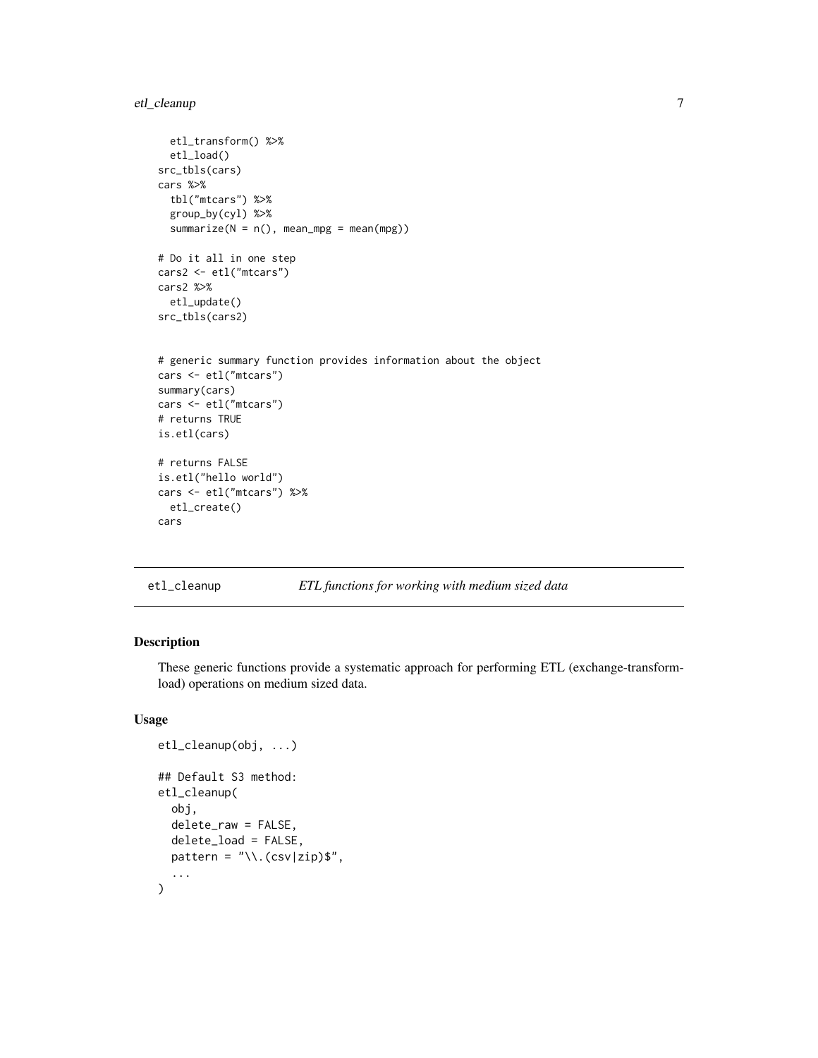```
  etl_transform() %>%
  etl_load()
src_tbls(cars)
cars %>%
  tbl("mtcars") %>%
  group_by(cyl) %>%
  summarize(N = n(), mean_mpg = mean(mpg))

# Do it all in one step
cars2 <- etl("mtcars")
cars2 %>%
  etl_update()
src_tbls(cars2)


# generic summary function provides information about the object
cars <- etl("mtcars")
summary(cars)
cars <- etl("mtcars")
# returns TRUE
is.etl(cars)

# returns FALSE
is.etl("hello world")
cars <- etl("mtcars") %>%
  etl_create()
cars
```

---

etl_cleanup *ETL functions for working with medium sized data*

---

### Description

These generic functions provide a systematic approach for performing ETL (exchange-transform-load) operations on medium sized data.

### Usage

```
etl_cleanup(obj, ...)

## Default S3 method:
etl_cleanup(
  obj,
  delete_raw = FALSE,
  delete_load = FALSE,
  pattern = "\\.(csv|zip)$",
  ...
)
```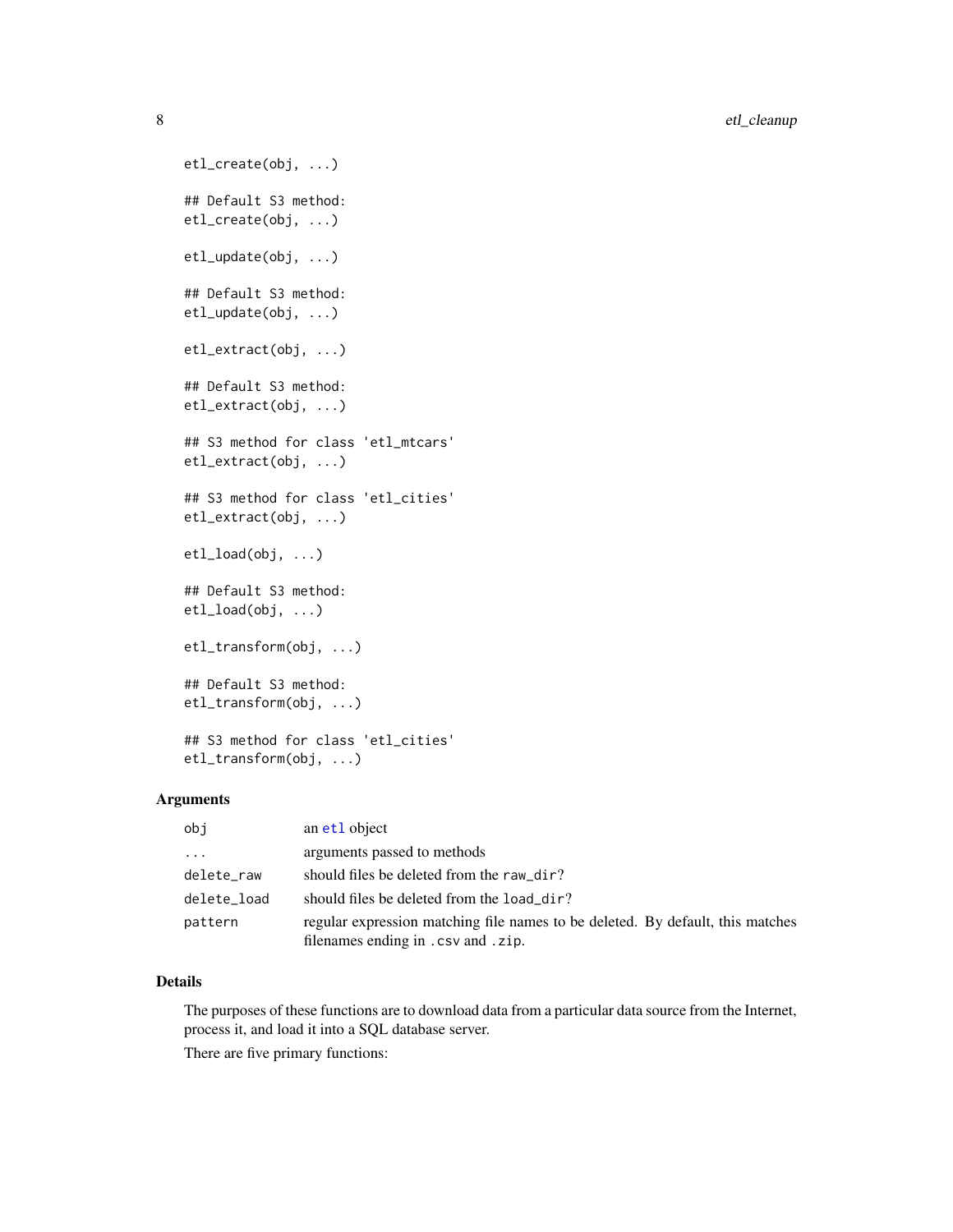```
etl_create(obj, ...)

## Default S3 method:
etl_create(obj, ...)

etl_update(obj, ...)

## Default S3 method:
etl_update(obj, ...)

etl_extract(obj, ...)

## Default S3 method:
etl_extract(obj, ...)

## S3 method for class 'etl_mtcars'
etl_extract(obj, ...)

## S3 method for class 'etl_cities'
etl_extract(obj, ...)

etl_load(obj, ...)

## Default S3 method:
etl_load(obj, ...)

etl_transform(obj, ...)

## Default S3 method:
etl_transform(obj, ...)

## S3 method for class 'etl_cities'
etl_transform(obj, ...)
```

### Arguments

| | |
|---|---|
| obj | an etl object |
| ... | arguments passed to methods |
| delete_raw | should files be deleted from the raw_dir? |
| delete_load | should files be deleted from the load_dir? |
| pattern | regular expression matching file names to be deleted. By default, this matches filenames ending in .csv and .zip. |

### Details

The purposes of these functions are to download data from a particular data source from the Internet, process it, and load it into a SQL database server.

There are five primary functions: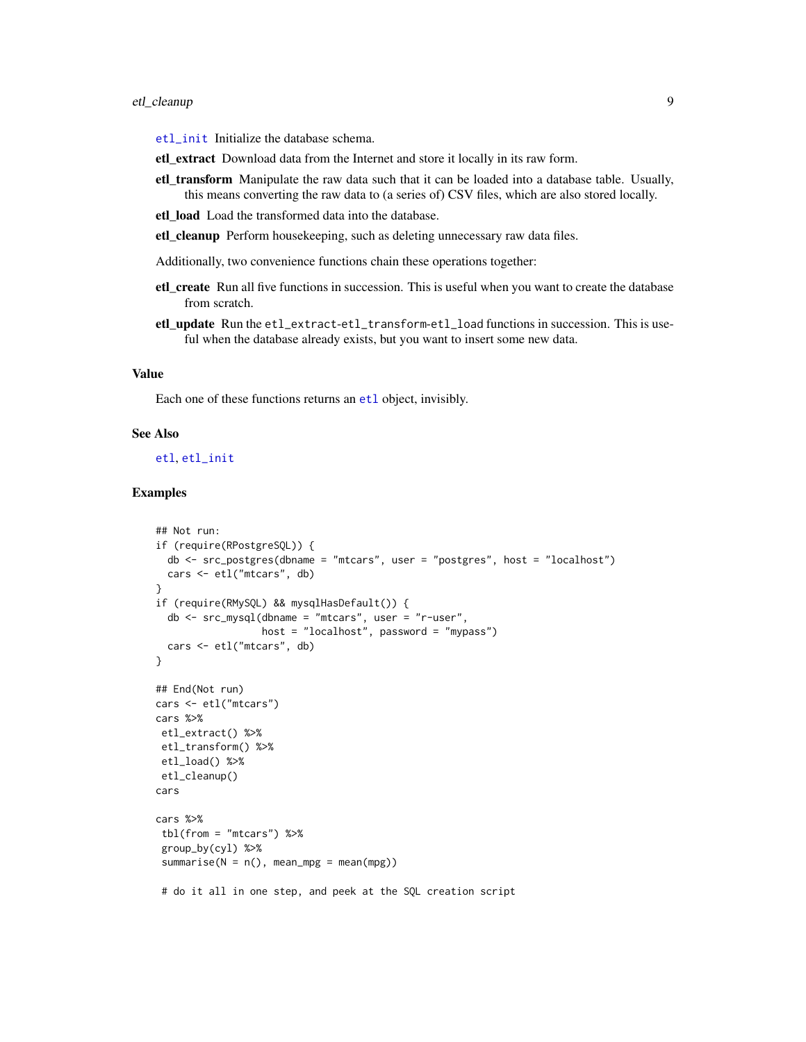`etl_init` Initialize the database schema.

**etl_extract** Download data from the Internet and store it locally in its raw form.

**etl_transform** Manipulate the raw data such that it can be loaded into a database table. Usually, this means converting the raw data to (a series of) CSV files, which are also stored locally.

**etl_load** Load the transformed data into the database.

**etl_cleanup** Perform housekeeping, such as deleting unnecessary raw data files.

Additionally, two convenience functions chain these operations together:

**etl_create** Run all five functions in succession. This is useful when you want to create the database from scratch.

**etl_update** Run the `etl_extract`-`etl_transform`-`etl_load` functions in succession. This is useful when the database already exists, but you want to insert some new data.

### Value

Each one of these functions returns an `etl` object, invisibly.

### See Also

`etl`, `etl_init`

### Examples

```
## Not run:
if (require(RPostgreSQL)) {
  db <- src_postgres(dbname = "mtcars", user = "postgres", host = "localhost")
  cars <- etl("mtcars", db)
}
if (require(RMySQL) && mysqlHasDefault()) {
  db <- src_mysql(dbname = "mtcars", user = "r-user",
                  host = "localhost", password = "mypass")
  cars <- etl("mtcars", db)
}

## End(Not run)
cars <- etl("mtcars")
cars %>%
 etl_extract() %>%
 etl_transform() %>%
 etl_load() %>%
 etl_cleanup()
cars

cars %>%
 tbl(from = "mtcars") %>%
 group_by(cyl) %>%
 summarise(N = n(), mean_mpg = mean(mpg))

 # do it all in one step, and peek at the SQL creation script
```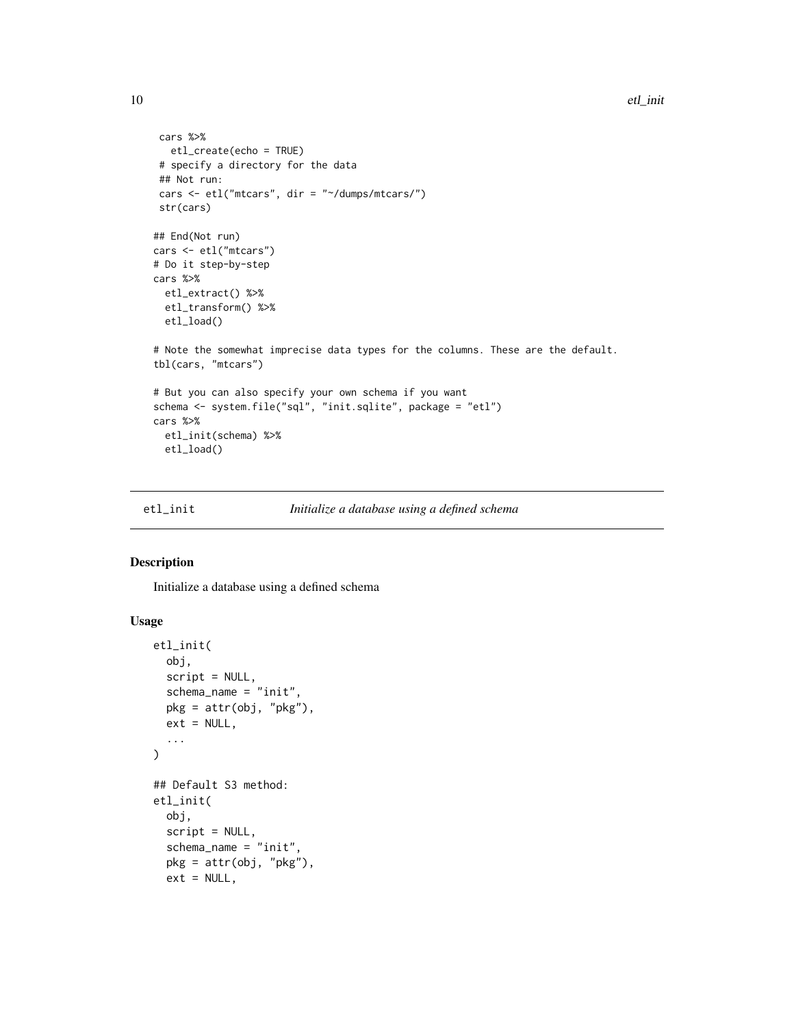```
 cars %>%
   etl_create(echo = TRUE)
 # specify a directory for the data
 ## Not run:
 cars <- etl("mtcars", dir = "~/dumps/mtcars/")
 str(cars)

## End(Not run)
cars <- etl("mtcars")
# Do it step-by-step
cars %>%
  etl_extract() %>%
  etl_transform() %>%
  etl_load()

# Note the somewhat imprecise data types for the columns. These are the default.
tbl(cars, "mtcars")

# But you can also specify your own schema if you want
schema <- system.file("sql", "init.sqlite", package = "etl")
cars %>%
  etl_init(schema) %>%
  etl_load()
```

---

## etl_init — *Initialize a database using a defined schema*

### Description

Initialize a database using a defined schema

### Usage

```
etl_init(
  obj,
  script = NULL,
  schema_name = "init",
  pkg = attr(obj, "pkg"),
  ext = NULL,
  ...
)

## Default S3 method:
etl_init(
  obj,
  script = NULL,
  schema_name = "init",
  pkg = attr(obj, "pkg"),
  ext = NULL,
```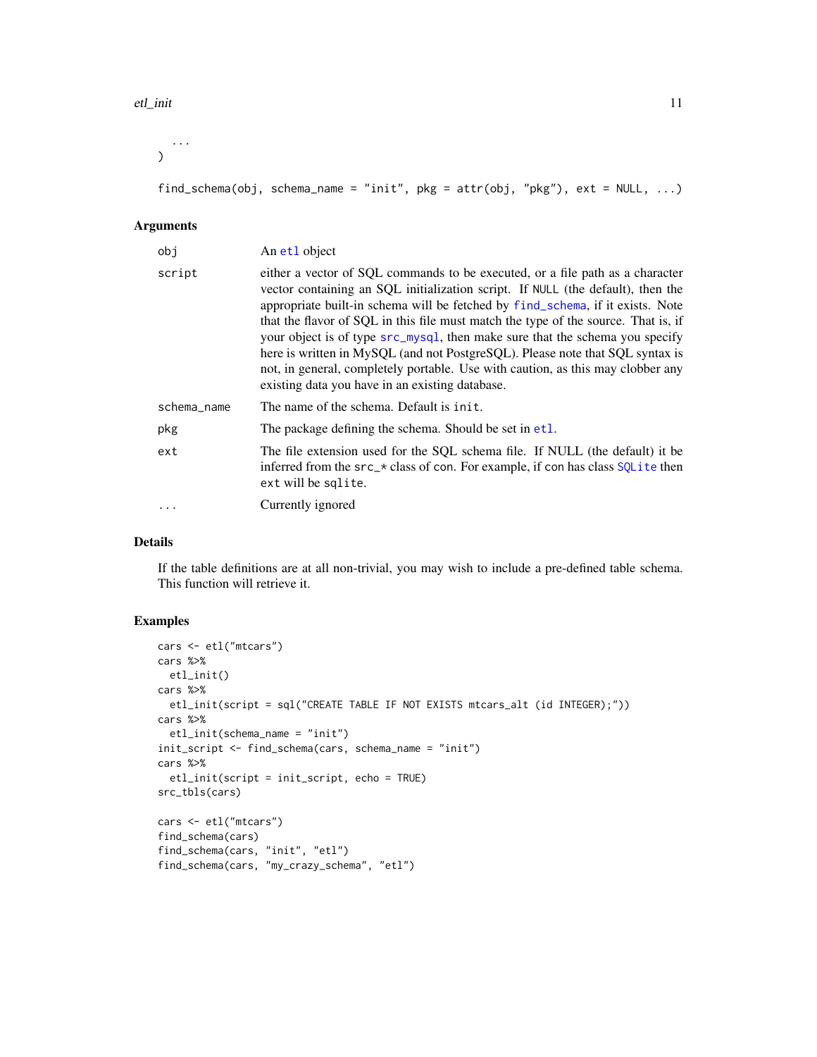```
  ...
)

find_schema(obj, schema_name = "init", pkg = attr(obj, "pkg"), ext = NULL, ...)
```

### Arguments

| | |
|---|---|
| obj | An etl object |
| script | either a vector of SQL commands to be executed, or a file path as a character vector containing an SQL initialization script. If NULL (the default), then the appropriate built-in schema will be fetched by find_schema, if it exists. Note that the flavor of SQL in this file must match the type of the source. That is, if your object is of type src_mysql, then make sure that the schema you specify here is written in MySQL (and not PostgreSQL). Please note that SQL syntax is not, in general, completely portable. Use with caution, as this may clobber any existing data you have in an existing database. |
| schema_name | The name of the schema. Default is init. |
| pkg | The package defining the schema. Should be set in etl. |
| ext | The file extension used for the SQL schema file. If NULL (the default) it be inferred from the src_* class of con. For example, if con has class SQLite then ext will be sqlite. |
| ... | Currently ignored |

### Details

If the table definitions are at all non-trivial, you may wish to include a pre-defined table schema. This function will retrieve it.

### Examples

```
cars <- etl("mtcars")
cars %>%
  etl_init()
cars %>%
  etl_init(script = sql("CREATE TABLE IF NOT EXISTS mtcars_alt (id INTEGER);"))
cars %>%
  etl_init(schema_name = "init")
init_script <- find_schema(cars, schema_name = "init")
cars %>%
  etl_init(script = init_script, echo = TRUE)
src_tbls(cars)

cars <- etl("mtcars")
find_schema(cars)
find_schema(cars, "init", "etl")
find_schema(cars, "my_crazy_schema", "etl")
```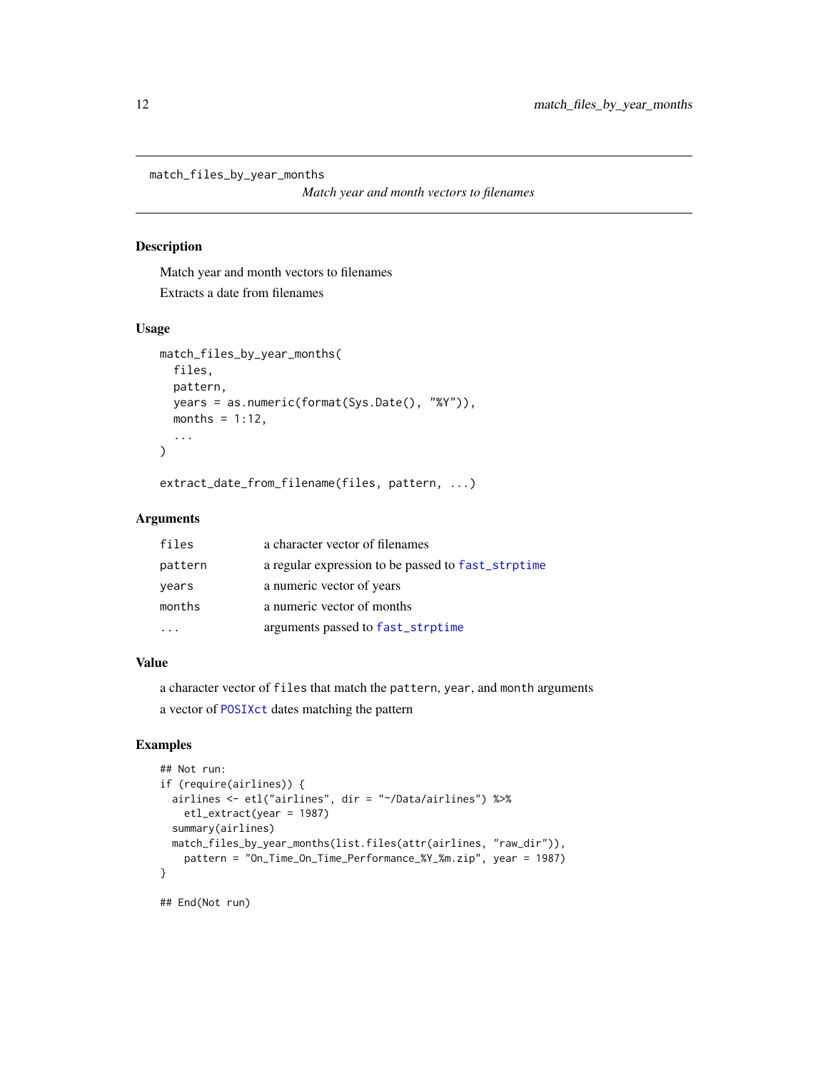match_files_by_year_months

*Match year and month vectors to filenames*

## Description

Match year and month vectors to filenames

Extracts a date from filenames

## Usage

```
match_files_by_year_months(
  files,
  pattern,
  years = as.numeric(format(Sys.Date(), "%Y")),
  months = 1:12,
  ...
)

extract_date_from_filename(files, pattern, ...)
```

## Arguments

| | |
|---|---|
| files | a character vector of filenames |
| pattern | a regular expression to be passed to fast_strptime |
| years | a numeric vector of years |
| months | a numeric vector of months |
| ... | arguments passed to fast_strptime |

## Value

a character vector of files that match the pattern, year, and month arguments

a vector of POSIXct dates matching the pattern

## Examples

```
## Not run:
if (require(airlines)) {
  airlines <- etl("airlines", dir = "~/Data/airlines") %>%
    etl_extract(year = 1987)
  summary(airlines)
  match_files_by_year_months(list.files(attr(airlines, "raw_dir")),
    pattern = "On_Time_On_Time_Performance_%Y_%m.zip", year = 1987)
}

## End(Not run)
```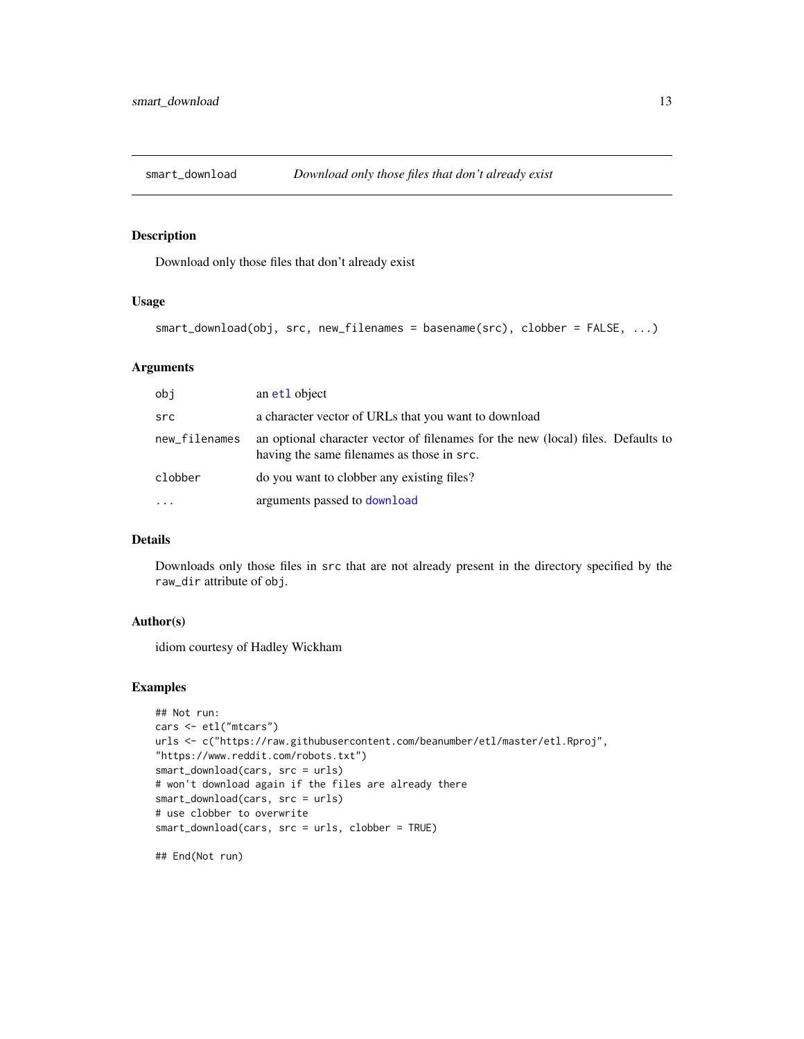## smart_download — *Download only those files that don't already exist*

### Description

Download only those files that don't already exist

### Usage

```
smart_download(obj, src, new_filenames = basename(src), clobber = FALSE, ...)
```

### Arguments

| | |
|---|---|
| `obj` | an `etl` object |
| `src` | a character vector of URLs that you want to download |
| `new_filenames` | an optional character vector of filenames for the new (local) files. Defaults to having the same filenames as those in `src`. |
| `clobber` | do you want to clobber any existing files? |
| `...` | arguments passed to `download` |

### Details

Downloads only those files in `src` that are not already present in the directory specified by the `raw_dir` attribute of `obj`.

### Author(s)

idiom courtesy of Hadley Wickham

### Examples

```
## Not run:
cars <- etl("mtcars")
urls <- c("https://raw.githubusercontent.com/beanumber/etl/master/etl.Rproj",
"https://www.reddit.com/robots.txt")
smart_download(cars, src = urls)
# won't download again if the files are already there
smart_download(cars, src = urls)
# use clobber to overwrite
smart_download(cars, src = urls, clobber = TRUE)

## End(Not run)
```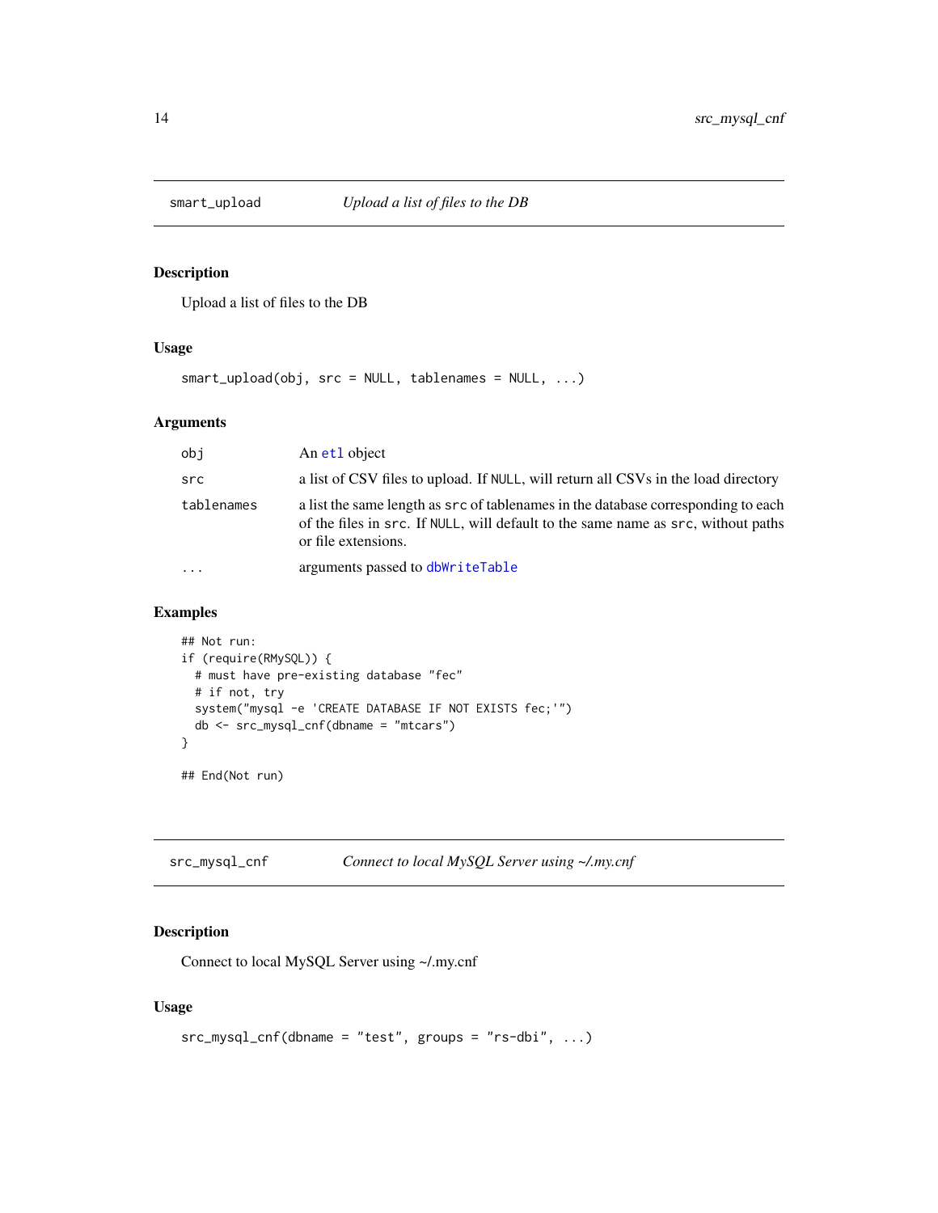## smart_upload — *Upload a list of files to the DB*

### Description

Upload a list of files to the DB

### Usage

```
smart_upload(obj, src = NULL, tablenames = NULL, ...)
```

### Arguments

| | |
|---|---|
| obj | An etl object |
| src | a list of CSV files to upload. If NULL, will return all CSVs in the load directory |
| tablenames | a list the same length as src of tablenames in the database corresponding to each of the files in src. If NULL, will default to the same name as src, without paths or file extensions. |
| ... | arguments passed to dbWriteTable |

### Examples

```
## Not run:
if (require(RMySQL)) {
  # must have pre-existing database "fec"
  # if not, try
  system("mysql -e 'CREATE DATABASE IF NOT EXISTS fec;'")
  db <- src_mysql_cnf(dbname = "mtcars")
}

## End(Not run)
```

## src_mysql_cnf — *Connect to local MySQL Server using ~/.my.cnf*

### Description

Connect to local MySQL Server using ~/.my.cnf

### Usage

```
src_mysql_cnf(dbname = "test", groups = "rs-dbi", ...)
```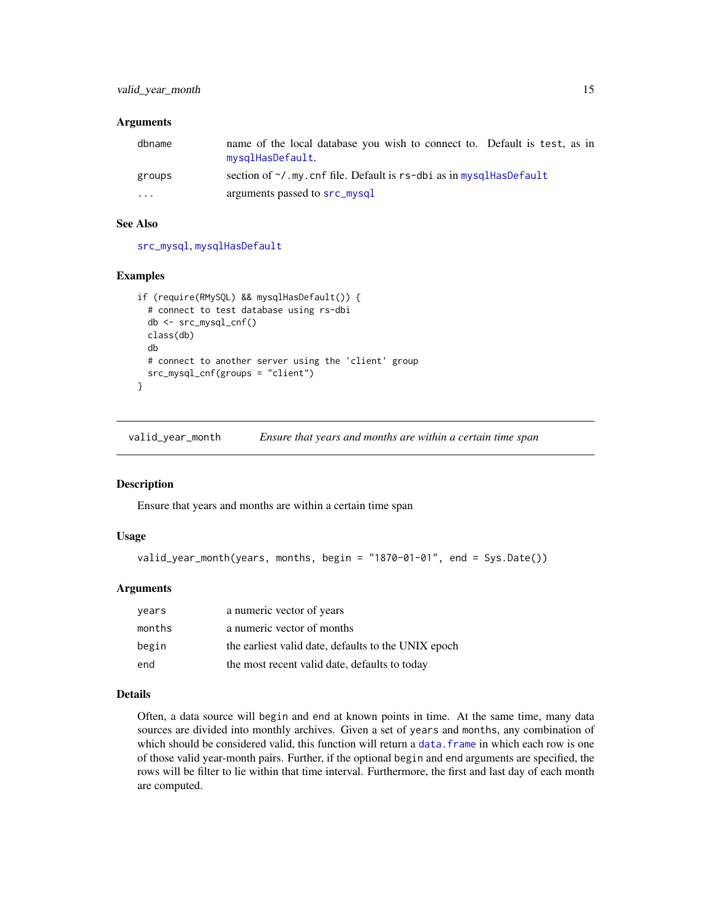### Arguments

| | |
|---|---|
| dbname | name of the local database you wish to connect to. Default is test, as in mysqlHasDefault. |
| groups | section of ~/.my.cnf file. Default is rs-dbi as in mysqlHasDefault |
| ... | arguments passed to src_mysql |

### See Also

src_mysql, mysqlHasDefault

### Examples

```
if (require(RMySQL) && mysqlHasDefault()) {
  # connect to test database using rs-dbi
  db <- src_mysql_cnf()
  class(db)
  db
  # connect to another server using the 'client' group
  src_mysql_cnf(groups = "client")
}
```

---

## valid_year_month — *Ensure that years and months are within a certain time span*

### Description

Ensure that years and months are within a certain time span

### Usage

```
valid_year_month(years, months, begin = "1870-01-01", end = Sys.Date())
```

### Arguments

| | |
|---|---|
| years | a numeric vector of years |
| months | a numeric vector of months |
| begin | the earliest valid date, defaults to the UNIX epoch |
| end | the most recent valid date, defaults to today |

### Details

Often, a data source will begin and end at known points in time. At the same time, many data sources are divided into monthly archives. Given a set of years and months, any combination of which should be considered valid, this function will return a data.frame in which each row is one of those valid year-month pairs. Further, if the optional begin and end arguments are specified, the rows will be filter to lie within that time interval. Furthermore, the first and last day of each month are computed.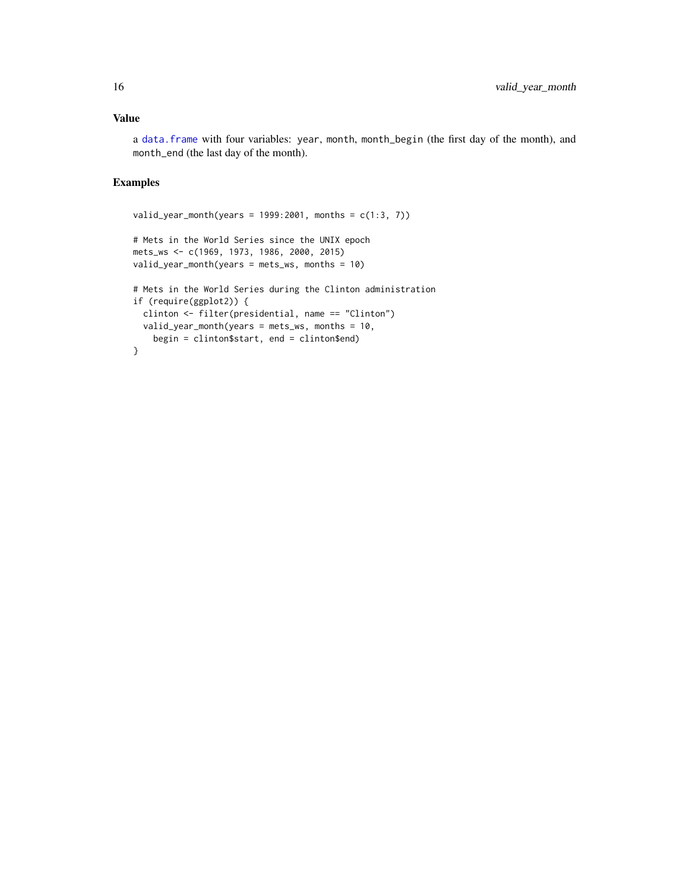### Value

a data.frame with four variables: year, month, month_begin (the first day of the month), and month_end (the last day of the month).

### Examples

```
valid_year_month(years = 1999:2001, months = c(1:3, 7))

# Mets in the World Series since the UNIX epoch
mets_ws <- c(1969, 1973, 1986, 2000, 2015)
valid_year_month(years = mets_ws, months = 10)

# Mets in the World Series during the Clinton administration
if (require(ggplot2)) {
  clinton <- filter(presidential, name == "Clinton")
  valid_year_month(years = mets_ws, months = 10,
    begin = clinton$start, end = clinton$end)
}
```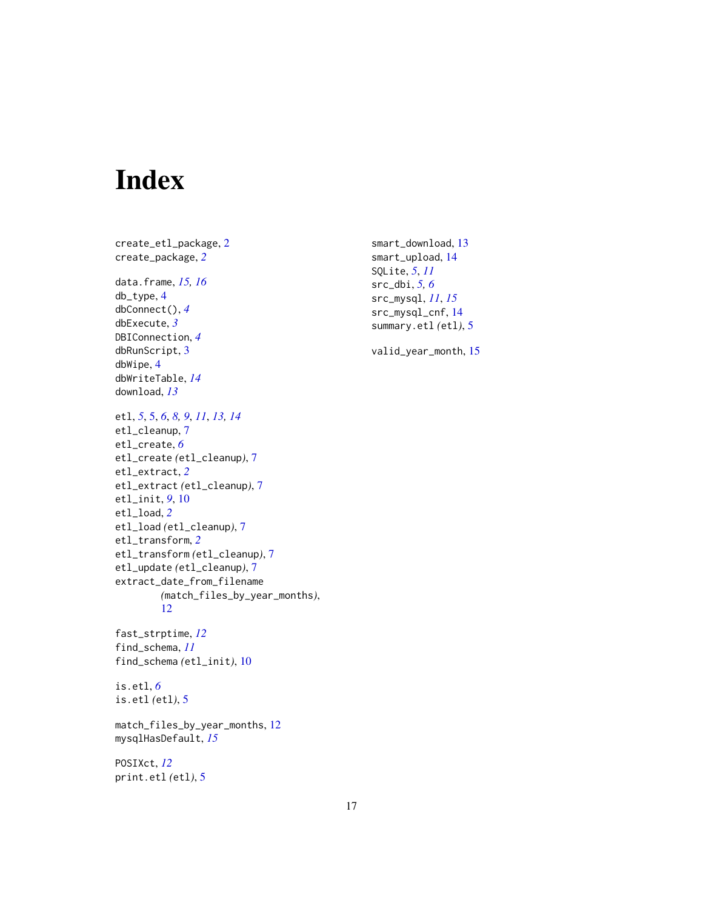# Index

create_etl_package, 2
create_package, *2*

data.frame, *15*, *16*
db_type, 4
dbConnect(), *4*
dbExecute, *3*
DBIConnection, *4*
dbRunScript, 3
dbWipe, 4
dbWriteTable, *14*
download, *13*

etl, *5*, 5, *6*, *8*, *9*, *11*, *13*, *14*
etl_cleanup, 7
etl_create, *6*
etl_create *(*etl_cleanup*)*, 7
etl_extract, *2*
etl_extract *(*etl_cleanup*)*, 7
etl_init, *9*, 10
etl_load, *2*
etl_load *(*etl_cleanup*)*, 7
etl_transform, *2*
etl_transform *(*etl_cleanup*)*, 7
etl_update *(*etl_cleanup*)*, 7
extract_date_from_filename *(*match_files_by_year_months*)*, 12

fast_strptime, *12*
find_schema, *11*
find_schema *(*etl_init*)*, 10

is.etl, *6*
is.etl *(*etl*)*, 5

match_files_by_year_months, 12
mysqlHasDefault, *15*

POSIXct, *12*
print.etl *(*etl*)*, 5

smart_download, 13
smart_upload, 14
SQLite, *5*, *11*
src_dbi, *5*, *6*
src_mysql, *11*, *15*
src_mysql_cnf, 14
summary.etl *(*etl*)*, 5

valid_year_month, 15